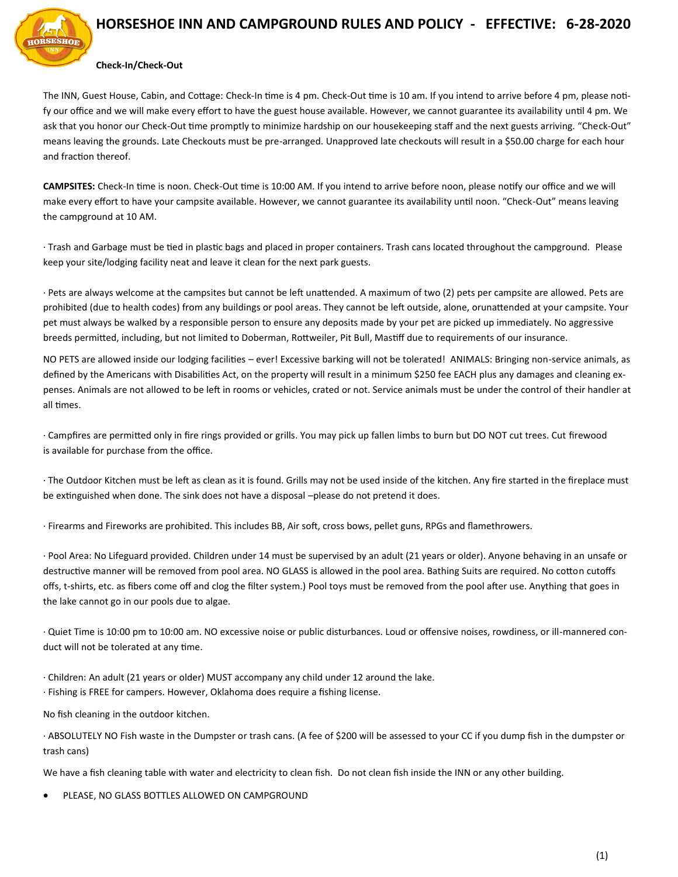# HORSESHOE INN AND CAMPGROUND RULES AND POLICY - EFFECTIVE: 6-28-2020

**Check-In/Check-Out**

The INN, Guest House, Cabin, and Cottage: Check-In time is 4 pm. Check-Out time is 10 am. If you intend to arrive before 4 pm, please notify our office and we will make every effort to have the guest house available. However, we cannot guarantee its availability until 4 pm. We ask that you honor our Check-Out time promptly to minimize hardship on our housekeeping staff and the next guests arriving. "Check-Out" means leaving the grounds. Late Checkouts must be pre-arranged. Unapproved late checkouts will result in a $50.00 charge for each hour and fraction thereof.

**CAMPSITES:** Check-In time is noon. Check-Out time is 10:00 AM. If you intend to arrive before noon, please notify our office and we will make every effort to have your campsite available. However, we cannot guarantee its availability until noon. "Check-Out" means leaving the campground at 10 AM.

· Trash and Garbage must be tied in plastic bags and placed in proper containers. Trash cans located throughout the campground. Please keep your site/lodging facility neat and leave it clean for the next park guests.

· Pets are always welcome at the campsites but cannot be left unattended. A maximum of two (2) pets per campsite are allowed. Pets are prohibited (due to health codes) from any buildings or pool areas. They cannot be left outside, alone, orunattended at your campsite. Your pet must always be walked by a responsible person to ensure any deposits made by your pet are picked up immediately. No aggressive breeds permitted, including, but not limited to Doberman, Rottweiler, Pit Bull, Mastiff due to requirements of our insurance.

NO PETS are allowed inside our lodging facilities – ever! Excessive barking will not be tolerated! ANIMALS: Bringing non-service animals, as defined by the Americans with Disabilities Act, on the property will result in a minimum $250 fee EACH plus any damages and cleaning expenses. Animals are not allowed to be left in rooms or vehicles, crated or not. Service animals must be under the control of their handler at all times.

· Campfires are permitted only in fire rings provided or grills. You may pick up fallen limbs to burn but DO NOT cut trees. Cut firewood is available for purchase from the office.

· The Outdoor Kitchen must be left as clean as it is found. Grills may not be used inside of the kitchen. Any fire started in the fireplace must be extinguished when done. The sink does not have a disposal –please do not pretend it does.

· Firearms and Fireworks are prohibited. This includes BB, Air soft, cross bows, pellet guns, RPGs and flamethrowers.

· Pool Area: No Lifeguard provided. Children under 14 must be supervised by an adult (21 years or older). Anyone behaving in an unsafe or destructive manner will be removed from pool area. NO GLASS is allowed in the pool area. Bathing Suits are required. No cotton cutoffs offs, t-shirts, etc. as fibers come off and clog the filter system.) Pool toys must be removed from the pool after use. Anything that goes in the lake cannot go in our pools due to algae.

· Quiet Time is 10:00 pm to 10:00 am. NO excessive noise or public disturbances. Loud or offensive noises, rowdiness, or ill-mannered conduct will not be tolerated at any time.

· Children: An adult (21 years or older) MUST accompany any child under 12 around the lake.
· Fishing is FREE for campers. However, Oklahoma does require a fishing license.

No fish cleaning in the outdoor kitchen.

· ABSOLUTELY NO Fish waste in the Dumpster or trash cans. (A fee of $200 will be assessed to your CC if you dump fish in the dumpster or trash cans)

We have a fish cleaning table with water and electricity to clean fish. Do not clean fish inside the INN or any other building.

- PLEASE, NO GLASS BOTTLES ALLOWED ON CAMPGROUND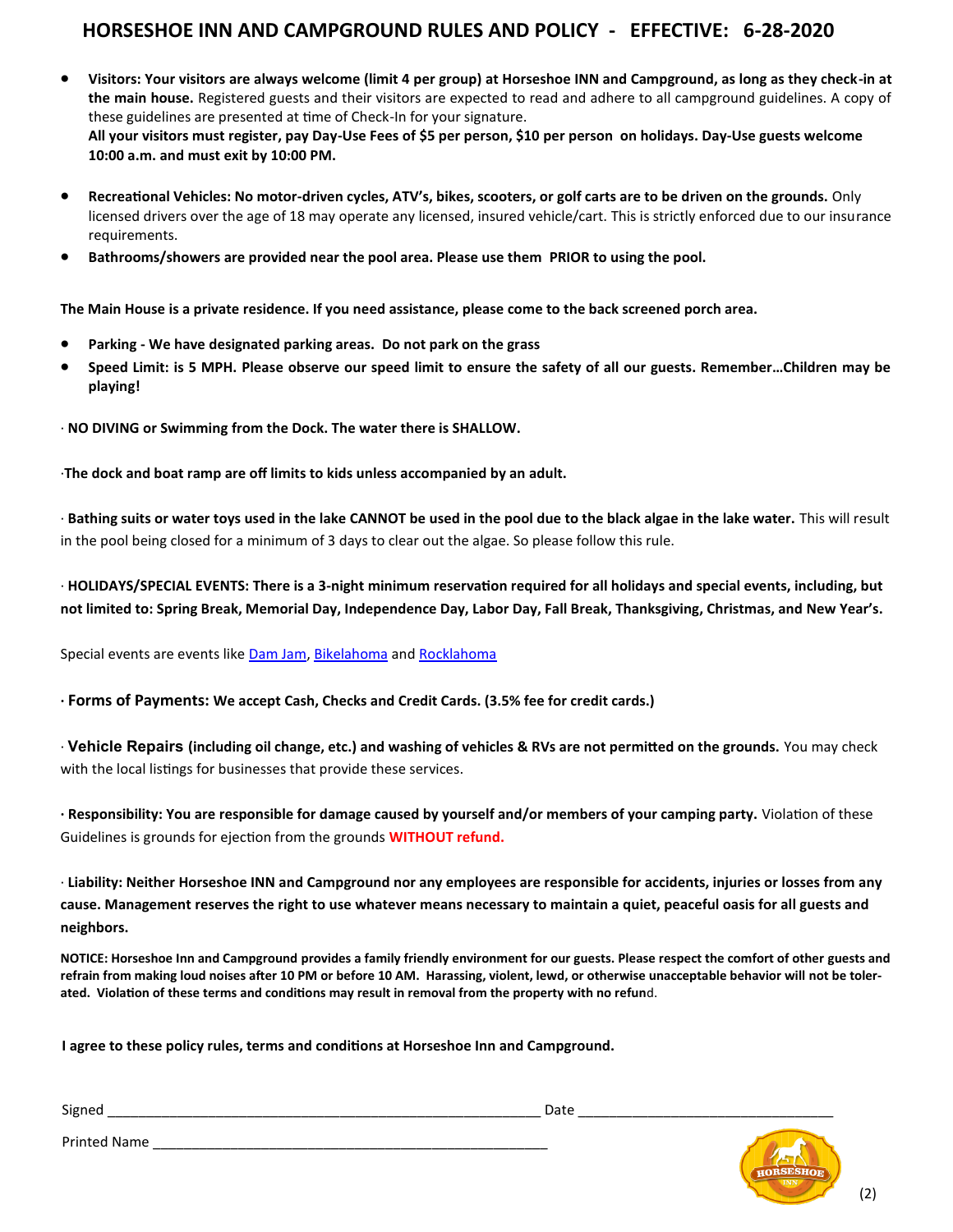# HORSESHOE INN AND CAMPGROUND RULES AND POLICY - EFFECTIVE: 6-28-2020

- **Visitors: Your visitors are always welcome (limit 4 per group) at Horseshoe INN and Campground, as long as they check-in at the main house.** Registered guests and their visitors are expected to read and adhere to all campground guidelines. A copy of these guidelines are presented at time of Check-In for your signature.
  **All your visitors must register, pay Day-Use Fees of $5 per person, $10 per person on holidays. Day-Use guests welcome 10:00 a.m. and must exit by 10:00 PM.**

- **Recreational Vehicles: No motor-driven cycles, ATV's, bikes, scooters, or golf carts are to be driven on the grounds.** Only licensed drivers over the age of 18 may operate any licensed, insured vehicle/cart. This is strictly enforced due to our insurance requirements.
- **Bathrooms/showers are provided near the pool area. Please use them PRIOR to using the pool.**

**The Main House is a private residence. If you need assistance, please come to the back screened porch area.**

- **Parking - We have designated parking areas. Do not park on the grass**
- **Speed Limit: is 5 MPH. Please observe our speed limit to ensure the safety of all our guests. Remember…Children may be playing!**

· **NO DIVING or Swimming from the Dock. The water there is SHALLOW.**

·**The dock and boat ramp are off limits to kids unless accompanied by an adult.**

· **Bathing suits or water toys used in the lake CANNOT be used in the pool due to the black algae in the lake water.** This will result in the pool being closed for a minimum of 3 days to clear out the algae. So please follow this rule.

· **HOLIDAYS/SPECIAL EVENTS: There is a 3-night minimum reservation required for all holidays and special events, including, but not limited to: Spring Break, Memorial Day, Independence Day, Labor Day, Fall Break, Thanksgiving, Christmas, and New Year's.**

Special events are events like Dam Jam, Bikelahoma and Rocklahoma

· **Forms of Payments: We accept Cash, Checks and Credit Cards. (3.5% fee for credit cards.)**

· **Vehicle Repairs (including oil change, etc.) and washing of vehicles & RVs are not permitted on the grounds.** You may check with the local listings for businesses that provide these services.

· **Responsibility: You are responsible for damage caused by yourself and/or members of your camping party.** Violation of these Guidelines is grounds for ejection from the grounds **WITHOUT refund.**

· **Liability: Neither Horseshoe INN and Campground nor any employees are responsible for accidents, injuries or losses from any cause. Management reserves the right to use whatever means necessary to maintain a quiet, peaceful oasis for all guests and neighbors.**

**NOTICE: Horseshoe Inn and Campground provides a family friendly environment for our guests. Please respect the comfort of other guests and refrain from making loud noises after 10 PM or before 10 AM. Harassing, violent, lewd, or otherwise unacceptable behavior will not be tolerated. Violation of these terms and conditions may result in removal from the property with no refund.**

**I agree to these policy rules, terms and conditions at Horseshoe Inn and Campground.**

Signed ____________________________________________ Date ____________________________

Printed Name ____________________________________________

HORSESHOE INN

(2)